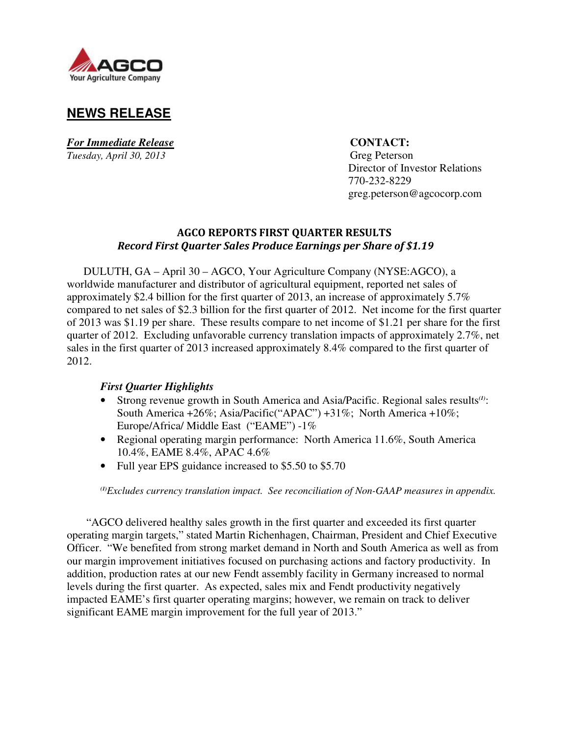AGCO
Your Agriculture Company

## NEWS RELEASE

***For Immediate Release***
*Tuesday, April 30, 2013*

**CONTACT:**
Greg Peterson
Director of Investor Relations
770-232-8229
greg.peterson@agcocorp.com

### AGCO REPORTS FIRST QUARTER RESULTS
***Record First Quarter Sales Produce Earnings per Share of $1.19***

DULUTH, GA – April 30 – AGCO, Your Agriculture Company (NYSE:AGCO), a worldwide manufacturer and distributor of agricultural equipment, reported net sales of approximately $2.4 billion for the first quarter of 2013, an increase of approximately 5.7% compared to net sales of $2.3 billion for the first quarter of 2012. Net income for the first quarter of 2013 was $1.19 per share. These results compare to net income of $1.21 per share for the first quarter of 2012. Excluding unfavorable currency translation impacts of approximately 2.7%, net sales in the first quarter of 2013 increased approximately 8.4% compared to the first quarter of 2012.

*First Quarter Highlights*

- Strong revenue growth in South America and Asia/Pacific. Regional sales results[(1)]: South America +26%; Asia/Pacific("APAC") +31%; North America +10%; Europe/Africa/ Middle East ("EAME") -1%
- Regional operating margin performance: North America 11.6%, South America 10.4%, EAME 8.4%, APAC 4.6%
- Full year EPS guidance increased to $5.50 to $5.70

*[(1)]Excludes currency translation impact. See reconciliation of Non-GAAP measures in appendix.*

"AGCO delivered healthy sales growth in the first quarter and exceeded its first quarter operating margin targets," stated Martin Richenhagen, Chairman, President and Chief Executive Officer. "We benefited from strong market demand in North and South America as well as from our margin improvement initiatives focused on purchasing actions and factory productivity. In addition, production rates at our new Fendt assembly facility in Germany increased to normal levels during the first quarter. As expected, sales mix and Fendt productivity negatively impacted EAME's first quarter operating margins; however, we remain on track to deliver significant EAME margin improvement for the full year of 2013."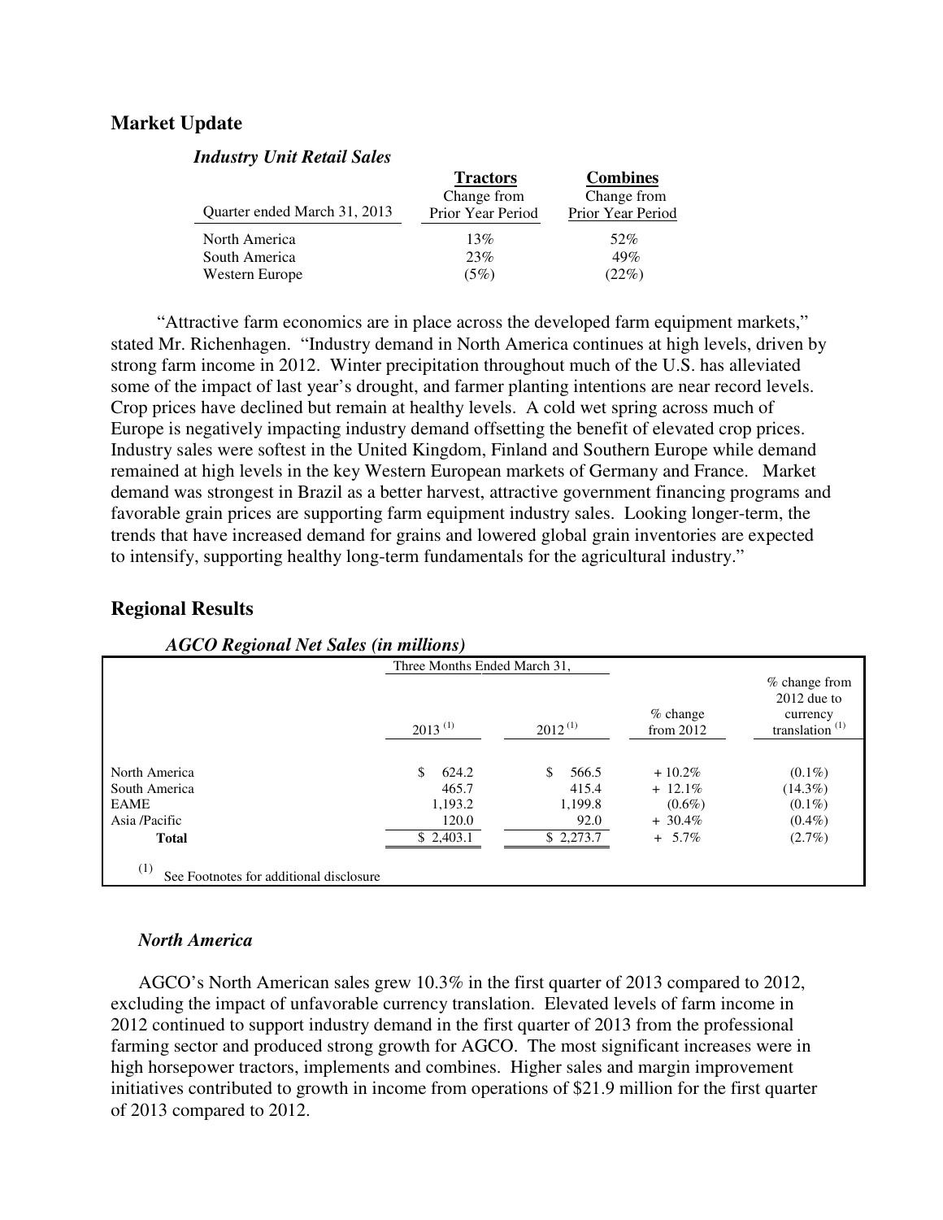## Market Update

### *Industry Unit Retail Sales*

| Quarter ended March 31, 2013 | Tractors<br>Change from Prior Year Period | Combines<br>Change from Prior Year Period |
|---|---|---|
| North America | 13% | 52% |
| South America | 23% | 49% |
| Western Europe | (5%) | (22%) |

"Attractive farm economics are in place across the developed farm equipment markets," stated Mr. Richenhagen. "Industry demand in North America continues at high levels, driven by strong farm income in 2012. Winter precipitation throughout much of the U.S. has alleviated some of the impact of last year's drought, and farmer planting intentions are near record levels. Crop prices have declined but remain at healthy levels. A cold wet spring across much of Europe is negatively impacting industry demand offsetting the benefit of elevated crop prices. Industry sales were softest in the United Kingdom, Finland and Southern Europe while demand remained at high levels in the key Western European markets of Germany and France. Market demand was strongest in Brazil as a better harvest, attractive government financing programs and favorable grain prices are supporting farm equipment industry sales. Looking longer-term, the trends that have increased demand for grains and lowered global grain inventories are expected to intensify, supporting healthy long-term fundamentals for the agricultural industry."

## Regional Results

### *AGCO Regional Net Sales (in millions)*

| | Three Months Ended March 31, | | | |
|---|---|---|---|---|
| | 2013 [(1)] | 2012 [(1)] | % change from 2012 | % change from 2012 due to currency translation [(1)] |
| North America | $ 624.2 | $ 566.5 | + 10.2% | (0.1%) |
| South America | 465.7 | 415.4 | + 12.1% | (14.3%) |
| EAME | 1,193.2 | 1,199.8 | (0.6%) | (0.1%) |
| Asia /Pacific | 120.0 | 92.0 | + 30.4% | (0.4%) |
| **Total** | $ 2,403.1 | $ 2,273.7 | + 5.7% | (2.7%) |

(1) See Footnotes for additional disclosure

### *North America*

AGCO's North American sales grew 10.3% in the first quarter of 2013 compared to 2012, excluding the impact of unfavorable currency translation. Elevated levels of farm income in 2012 continued to support industry demand in the first quarter of 2013 from the professional farming sector and produced strong growth for AGCO. The most significant increases were in high horsepower tractors, implements and combines. Higher sales and margin improvement initiatives contributed to growth in income from operations of $21.9 million for the first quarter of 2013 compared to 2012.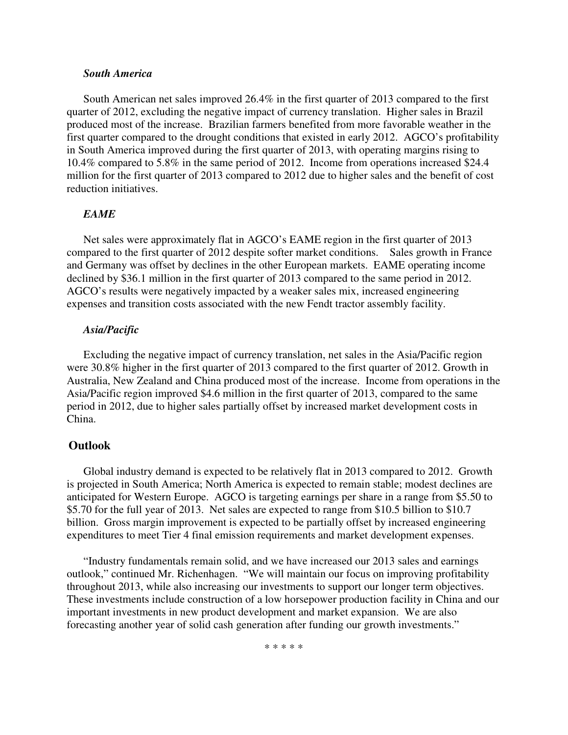*South America*

South American net sales improved 26.4% in the first quarter of 2013 compared to the first quarter of 2012, excluding the negative impact of currency translation. Higher sales in Brazil produced most of the increase. Brazilian farmers benefited from more favorable weather in the first quarter compared to the drought conditions that existed in early 2012. AGCO's profitability in South America improved during the first quarter of 2013, with operating margins rising to 10.4% compared to 5.8% in the same period of 2012. Income from operations increased $24.4 million for the first quarter of 2013 compared to 2012 due to higher sales and the benefit of cost reduction initiatives.

*EAME*

Net sales were approximately flat in AGCO's EAME region in the first quarter of 2013 compared to the first quarter of 2012 despite softer market conditions. Sales growth in France and Germany was offset by declines in the other European markets. EAME operating income declined by $36.1 million in the first quarter of 2013 compared to the same period in 2012. AGCO's results were negatively impacted by a weaker sales mix, increased engineering expenses and transition costs associated with the new Fendt tractor assembly facility.

*Asia/Pacific*

Excluding the negative impact of currency translation, net sales in the Asia/Pacific region were 30.8% higher in the first quarter of 2013 compared to the first quarter of 2012. Growth in Australia, New Zealand and China produced most of the increase. Income from operations in the Asia/Pacific region improved $4.6 million in the first quarter of 2013, compared to the same period in 2012, due to higher sales partially offset by increased market development costs in China.

## Outlook

Global industry demand is expected to be relatively flat in 2013 compared to 2012. Growth is projected in South America; North America is expected to remain stable; modest declines are anticipated for Western Europe. AGCO is targeting earnings per share in a range from $5.50 to $5.70 for the full year of 2013. Net sales are expected to range from $10.5 billion to $10.7 billion. Gross margin improvement is expected to be partially offset by increased engineering expenditures to meet Tier 4 final emission requirements and market development expenses.

"Industry fundamentals remain solid, and we have increased our 2013 sales and earnings outlook," continued Mr. Richenhagen. "We will maintain our focus on improving profitability throughout 2013, while also increasing our investments to support our longer term objectives. These investments include construction of a low horsepower production facility in China and our important investments in new product development and market expansion. We are also forecasting another year of solid cash generation after funding our growth investments."

\* \* \* \* \*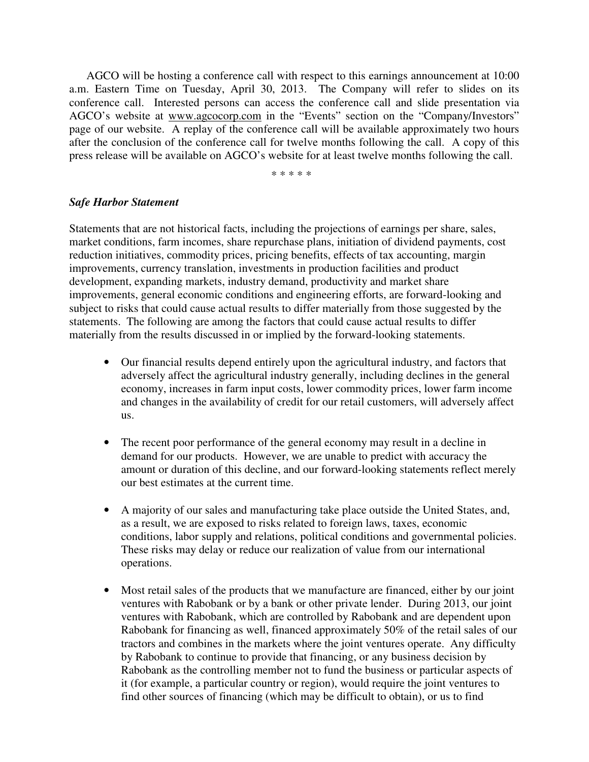AGCO will be hosting a conference call with respect to this earnings announcement at 10:00 a.m. Eastern Time on Tuesday, April 30, 2013. The Company will refer to slides on its conference call. Interested persons can access the conference call and slide presentation via AGCO's website at www.agcocorp.com in the "Events" section on the "Company/Investors" page of our website. A replay of the conference call will be available approximately two hours after the conclusion of the conference call for twelve months following the call. A copy of this press release will be available on AGCO's website for at least twelve months following the call.

\* \* \* \* \*

***Safe Harbor Statement***

Statements that are not historical facts, including the projections of earnings per share, sales, market conditions, farm incomes, share repurchase plans, initiation of dividend payments, cost reduction initiatives, commodity prices, pricing benefits, effects of tax accounting, margin improvements, currency translation, investments in production facilities and product development, expanding markets, industry demand, productivity and market share improvements, general economic conditions and engineering efforts, are forward-looking and subject to risks that could cause actual results to differ materially from those suggested by the statements. The following are among the factors that could cause actual results to differ materially from the results discussed in or implied by the forward-looking statements.

- Our financial results depend entirely upon the agricultural industry, and factors that adversely affect the agricultural industry generally, including declines in the general economy, increases in farm input costs, lower commodity prices, lower farm income and changes in the availability of credit for our retail customers, will adversely affect us.

- The recent poor performance of the general economy may result in a decline in demand for our products. However, we are unable to predict with accuracy the amount or duration of this decline, and our forward-looking statements reflect merely our best estimates at the current time.

- A majority of our sales and manufacturing take place outside the United States, and, as a result, we are exposed to risks related to foreign laws, taxes, economic conditions, labor supply and relations, political conditions and governmental policies. These risks may delay or reduce our realization of value from our international operations.

- Most retail sales of the products that we manufacture are financed, either by our joint ventures with Rabobank or by a bank or other private lender. During 2013, our joint ventures with Rabobank, which are controlled by Rabobank and are dependent upon Rabobank for financing as well, financed approximately 50% of the retail sales of our tractors and combines in the markets where the joint ventures operate. Any difficulty by Rabobank to continue to provide that financing, or any business decision by Rabobank as the controlling member not to fund the business or particular aspects of it (for example, a particular country or region), would require the joint ventures to find other sources of financing (which may be difficult to obtain), or us to find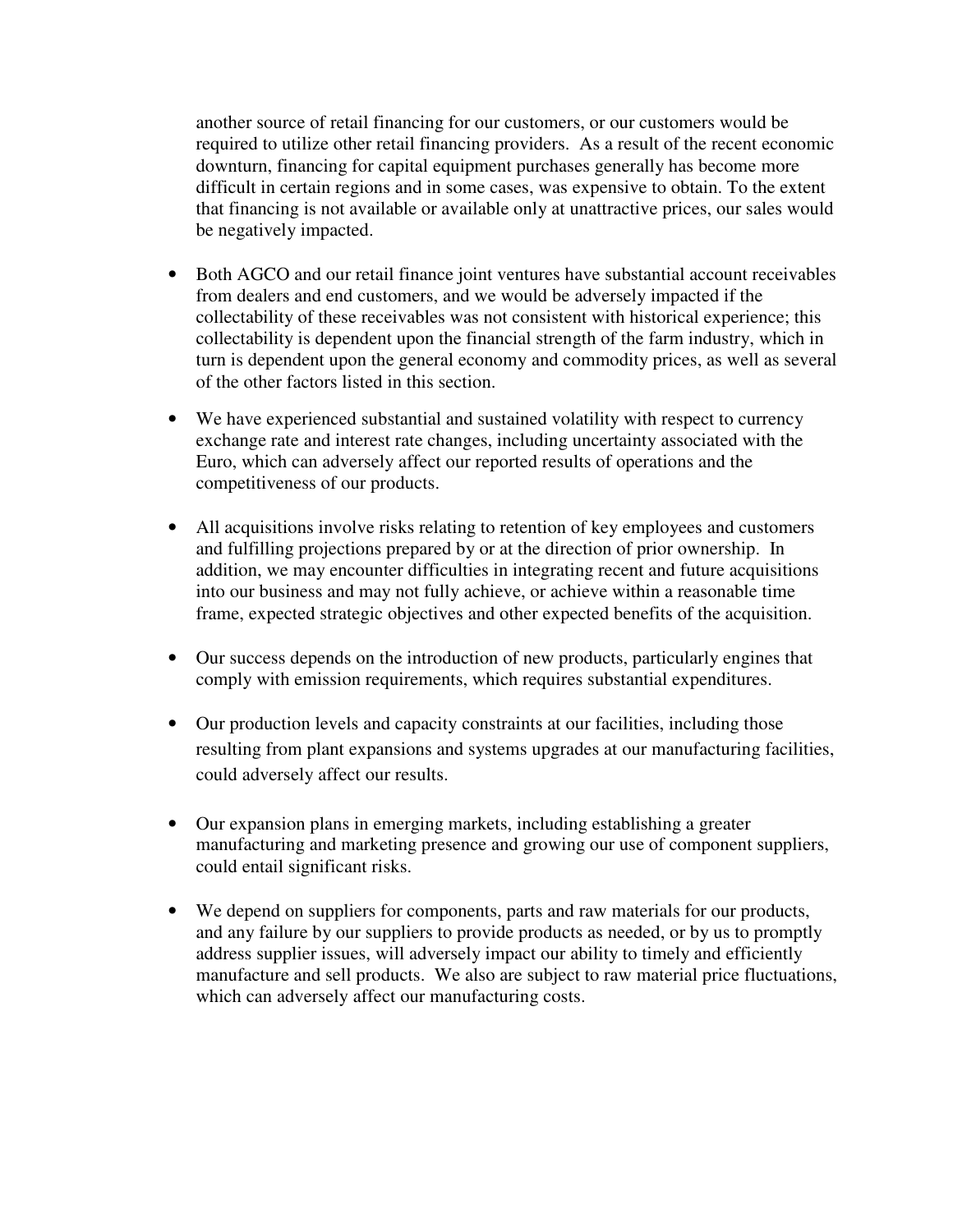another source of retail financing for our customers, or our customers would be required to utilize other retail financing providers. As a result of the recent economic downturn, financing for capital equipment purchases generally has become more difficult in certain regions and in some cases, was expensive to obtain. To the extent that financing is not available or available only at unattractive prices, our sales would be negatively impacted.

- Both AGCO and our retail finance joint ventures have substantial account receivables from dealers and end customers, and we would be adversely impacted if the collectability of these receivables was not consistent with historical experience; this collectability is dependent upon the financial strength of the farm industry, which in turn is dependent upon the general economy and commodity prices, as well as several of the other factors listed in this section.

- We have experienced substantial and sustained volatility with respect to currency exchange rate and interest rate changes, including uncertainty associated with the Euro, which can adversely affect our reported results of operations and the competitiveness of our products.

- All acquisitions involve risks relating to retention of key employees and customers and fulfilling projections prepared by or at the direction of prior ownership. In addition, we may encounter difficulties in integrating recent and future acquisitions into our business and may not fully achieve, or achieve within a reasonable time frame, expected strategic objectives and other expected benefits of the acquisition.

- Our success depends on the introduction of new products, particularly engines that comply with emission requirements, which requires substantial expenditures.

- Our production levels and capacity constraints at our facilities, including those resulting from plant expansions and systems upgrades at our manufacturing facilities, could adversely affect our results.

- Our expansion plans in emerging markets, including establishing a greater manufacturing and marketing presence and growing our use of component suppliers, could entail significant risks.

- We depend on suppliers for components, parts and raw materials for our products, and any failure by our suppliers to provide products as needed, or by us to promptly address supplier issues, will adversely impact our ability to timely and efficiently manufacture and sell products. We also are subject to raw material price fluctuations, which can adversely affect our manufacturing costs.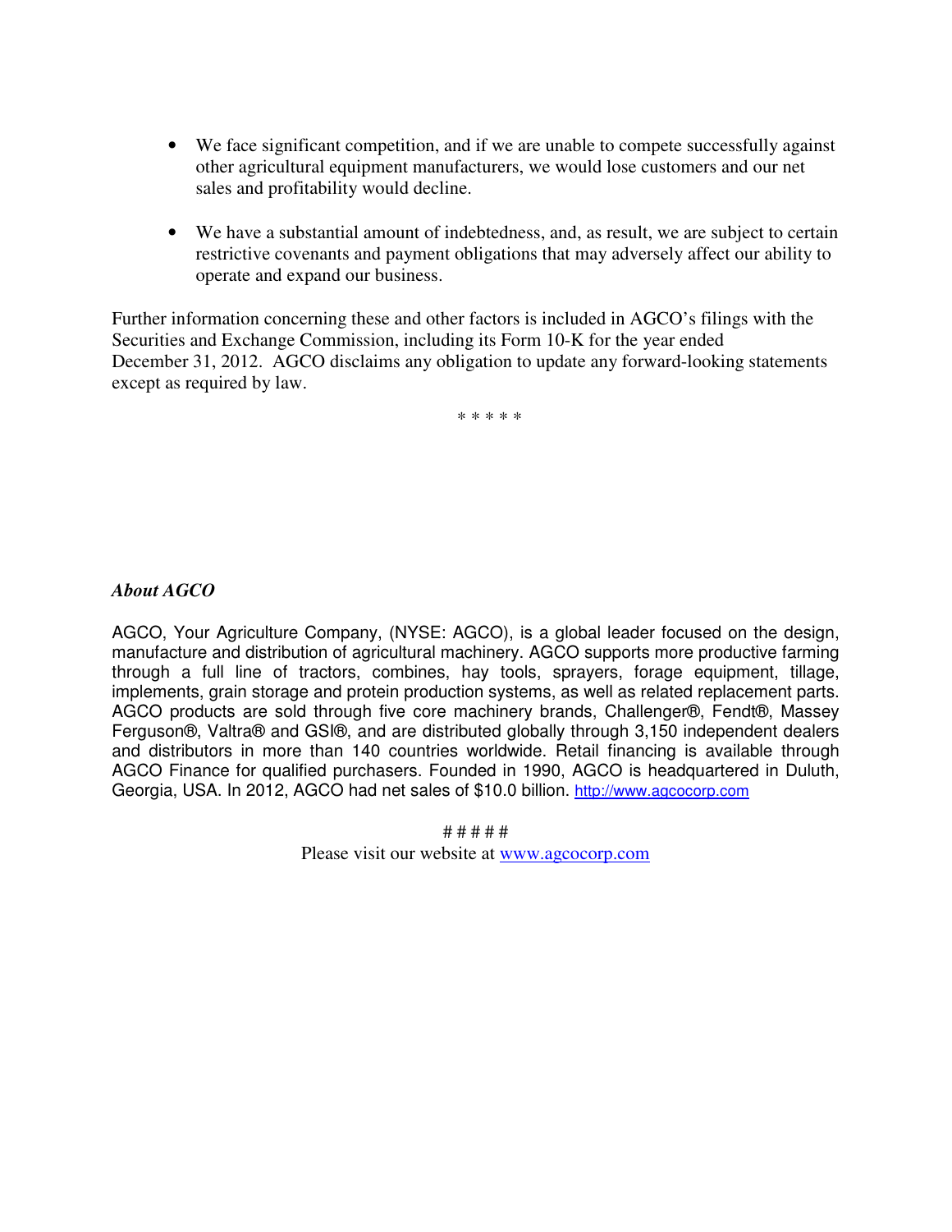- We face significant competition, and if we are unable to compete successfully against other agricultural equipment manufacturers, we would lose customers and our net sales and profitability would decline.

- We have a substantial amount of indebtedness, and, as result, we are subject to certain restrictive covenants and payment obligations that may adversely affect our ability to operate and expand our business.

Further information concerning these and other factors is included in AGCO's filings with the Securities and Exchange Commission, including its Form 10-K for the year ended December 31, 2012. AGCO disclaims any obligation to update any forward-looking statements except as required by law.

\* \* \* \* \*

***About AGCO***

AGCO, Your Agriculture Company, (NYSE: AGCO), is a global leader focused on the design, manufacture and distribution of agricultural machinery. AGCO supports more productive farming through a full line of tractors, combines, hay tools, sprayers, forage equipment, tillage, implements, grain storage and protein production systems, as well as related replacement parts. AGCO products are sold through five core machinery brands, Challenger®, Fendt®, Massey Ferguson®, Valtra® and GSI®, and are distributed globally through 3,150 independent dealers and distributors in more than 140 countries worldwide. Retail financing is available through AGCO Finance for qualified purchasers. Founded in 1990, AGCO is headquartered in Duluth, Georgia, USA. In 2012, AGCO had net sales of $10.0 billion. http://www.agcocorp.com

\# \# \# \# \#

Please visit our website at www.agcocorp.com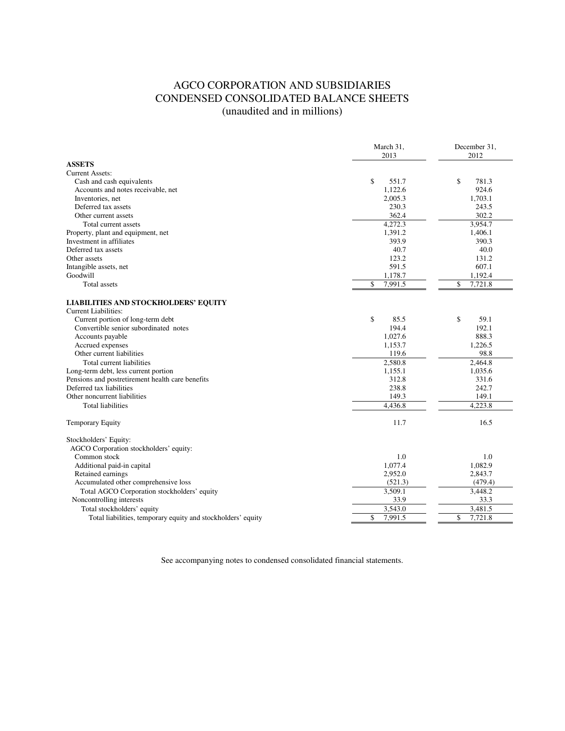# AGCO CORPORATION AND SUBSIDIARIES
## CONDENSED CONSOLIDATED BALANCE SHEETS
(unaudited and in millions)

| | March 31, 2013 | December 31, 2012 |
|---|---|---|
| **ASSETS** | | |
| Current Assets: | | |
| Cash and cash equivalents | $ 551.7 | $ 781.3 |
| Accounts and notes receivable, net | 1,122.6 | 924.6 |
| Inventories, net | 2,005.3 | 1,703.1 |
| Deferred tax assets | 230.3 | 243.5 |
| Other current assets | 362.4 | 302.2 |
| Total current assets | 4,272.3 | 3,954.7 |
| Property, plant and equipment, net | 1,391.2 | 1,406.1 |
| Investment in affiliates | 393.9 | 390.3 |
| Deferred tax assets | 40.7 | 40.0 |
| Other assets | 123.2 | 131.2 |
| Intangible assets, net | 591.5 | 607.1 |
| Goodwill | 1,178.7 | 1,192.4 |
| Total assets | $ 7,991.5 | $ 7,721.8 |
| **LIABILITIES AND STOCKHOLDERS' EQUITY** | | |
| Current Liabilities: | | |
| Current portion of long-term debt | $ 85.5 | $ 59.1 |
| Convertible senior subordinated notes | 194.4 | 192.1 |
| Accounts payable | 1,027.6 | 888.3 |
| Accrued expenses | 1,153.7 | 1,226.5 |
| Other current liabilities | 119.6 | 98.8 |
| Total current liabilities | 2,580.8 | 2,464.8 |
| Long-term debt, less current portion | 1,155.1 | 1,035.6 |
| Pensions and postretirement health care benefits | 312.8 | 331.6 |
| Deferred tax liabilities | 238.8 | 242.7 |
| Other noncurrent liabilities | 149.3 | 149.1 |
| Total liabilities | 4,436.8 | 4,223.8 |
| Temporary Equity | 11.7 | 16.5 |
| Stockholders' Equity: | | |
| AGCO Corporation stockholders' equity: | | |
| Common stock | 1.0 | 1.0 |
| Additional paid-in capital | 1,077.4 | 1,082.9 |
| Retained earnings | 2,952.0 | 2,843.7 |
| Accumulated other comprehensive loss | (521.3) | (479.4) |
| Total AGCO Corporation stockholders' equity | 3,509.1 | 3,448.2 |
| Noncontrolling interests | 33.9 | 33.3 |
| Total stockholders' equity | 3,543.0 | 3,481.5 |
| Total liabilities, temporary equity and stockholders' equity | $ 7,991.5 | $ 7,721.8 |

See accompanying notes to condensed consolidated financial statements.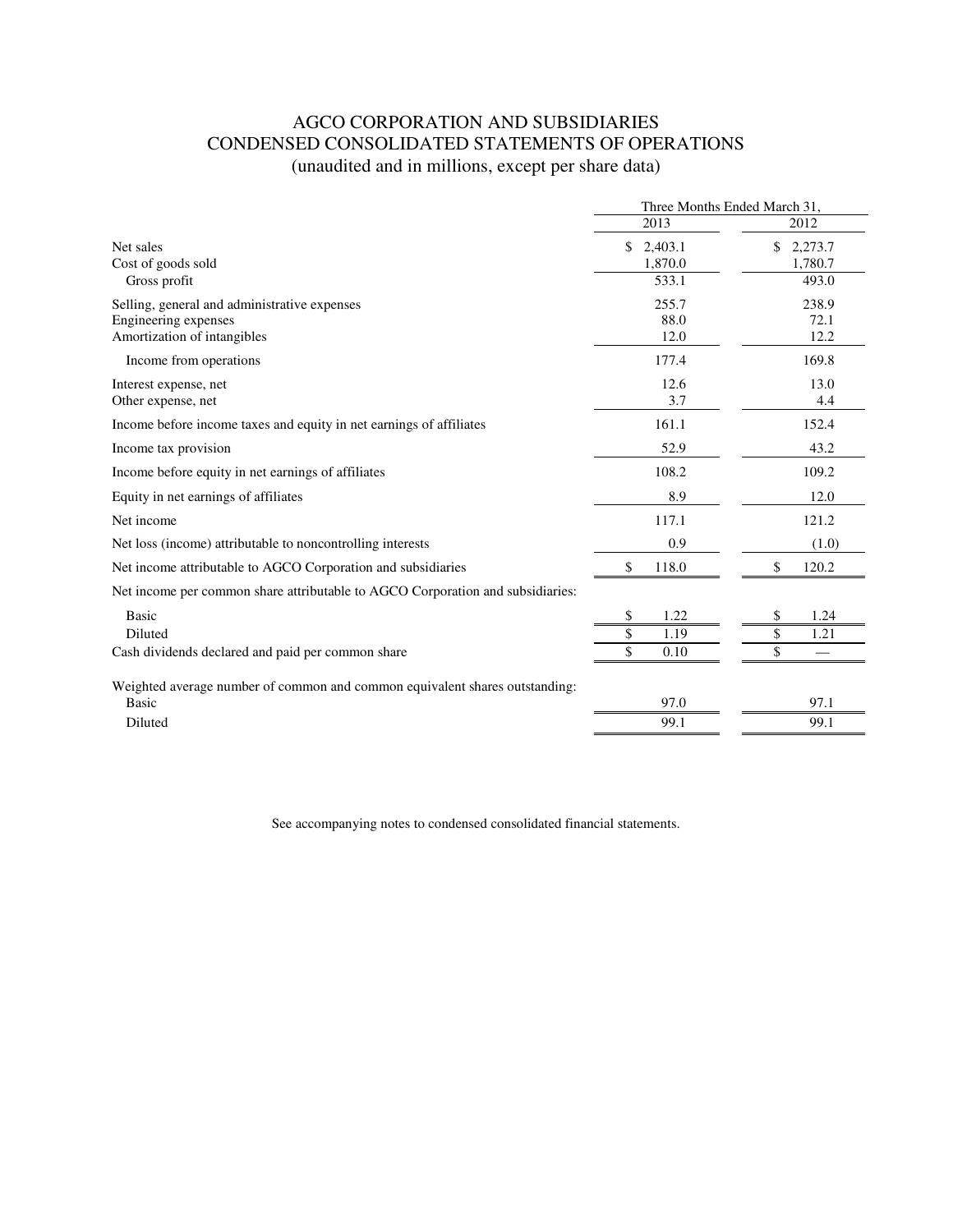# AGCO CORPORATION AND SUBSIDIARIES
## CONDENSED CONSOLIDATED STATEMENTS OF OPERATIONS
(unaudited and in millions, except per share data)

| | Three Months Ended March 31, | |
|---|---|---|
| | 2013 | 2012 |
| Net sales | $ 2,403.1 | $ 2,273.7 |
| Cost of goods sold | 1,870.0 | 1,780.7 |
| Gross profit | 533.1 | 493.0 |
| Selling, general and administrative expenses | 255.7 | 238.9 |
| Engineering expenses | 88.0 | 72.1 |
| Amortization of intangibles | 12.0 | 12.2 |
| Income from operations | 177.4 | 169.8 |
| Interest expense, net | 12.6 | 13.0 |
| Other expense, net | 3.7 | 4.4 |
| Income before income taxes and equity in net earnings of affiliates | 161.1 | 152.4 |
| Income tax provision | 52.9 | 43.2 |
| Income before equity in net earnings of affiliates | 108.2 | 109.2 |
| Equity in net earnings of affiliates | 8.9 | 12.0 |
| Net income | 117.1 | 121.2 |
| Net loss (income) attributable to noncontrolling interests | 0.9 | (1.0) |
| Net income attributable to AGCO Corporation and subsidiaries | $ 118.0 | $ 120.2 |
| Net income per common share attributable to AGCO Corporation and subsidiaries: | | |
| Basic | $ 1.22 | $ 1.24 |
| Diluted | $ 1.19 | $ 1.21 |
| Cash dividends declared and paid per common share | $ 0.10 | $ — |
| Weighted average number of common and common equivalent shares outstanding: | | |
| Basic | 97.0 | 97.1 |
| Diluted | 99.1 | 99.1 |

See accompanying notes to condensed consolidated financial statements.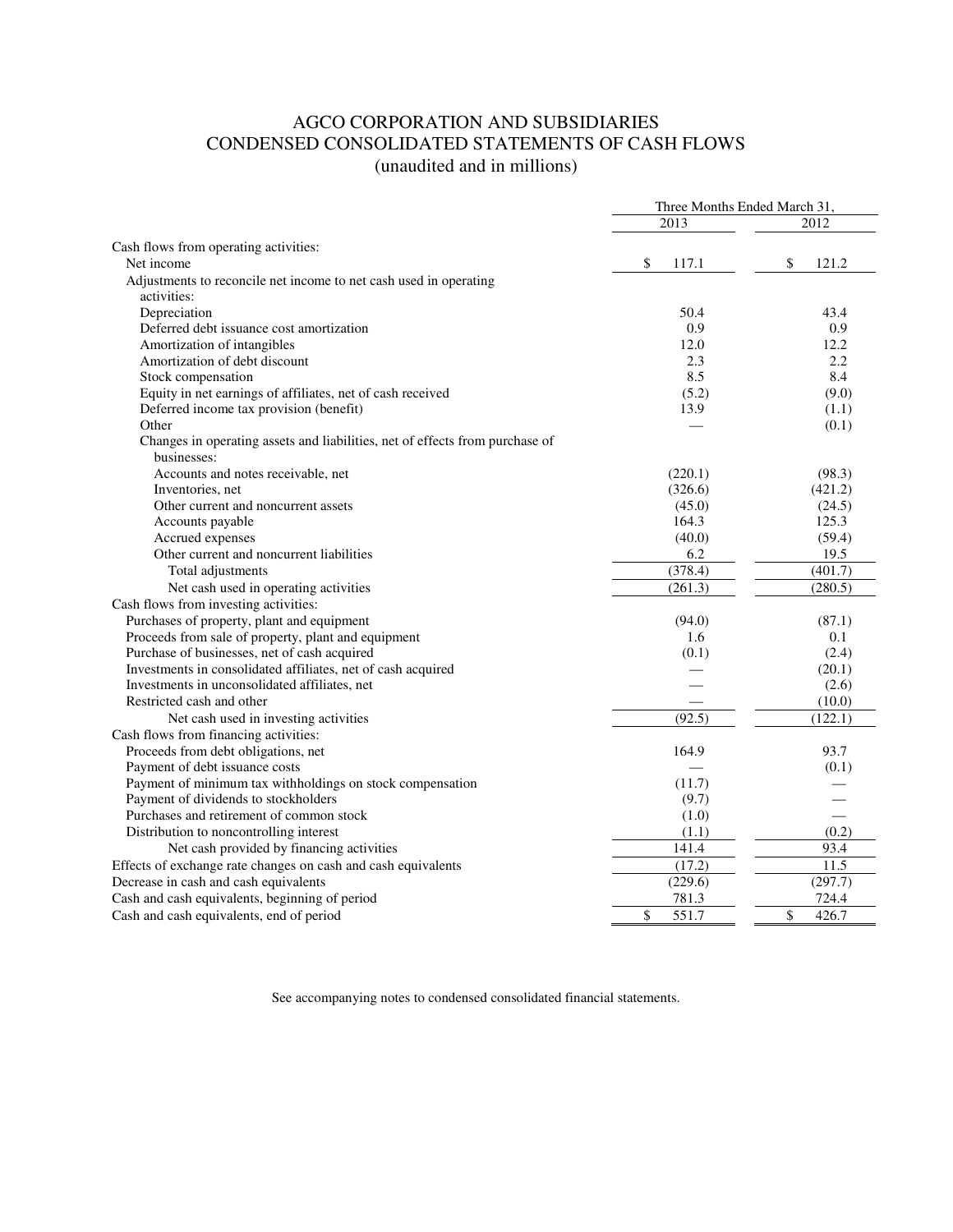# AGCO CORPORATION AND SUBSIDIARIES
# CONDENSED CONSOLIDATED STATEMENTS OF CASH FLOWS
## (unaudited and in millions)

| | Three Months Ended March 31, | |
|---|---|---|
| | 2013 | 2012 |
| Cash flows from operating activities: | | |
| Net income | $ 117.1 | $ 121.2 |
| Adjustments to reconcile net income to net cash used in operating activities: | | |
| Depreciation | 50.4 | 43.4 |
| Deferred debt issuance cost amortization | 0.9 | 0.9 |
| Amortization of intangibles | 12.0 | 12.2 |
| Amortization of debt discount | 2.3 | 2.2 |
| Stock compensation | 8.5 | 8.4 |
| Equity in net earnings of affiliates, net of cash received | (5.2) | (9.0) |
| Deferred income tax provision (benefit) | 13.9 | (1.1) |
| Other | — | (0.1) |
| Changes in operating assets and liabilities, net of effects from purchase of businesses: | | |
| Accounts and notes receivable, net | (220.1) | (98.3) |
| Inventories, net | (326.6) | (421.2) |
| Other current and noncurrent assets | (45.0) | (24.5) |
| Accounts payable | 164.3 | 125.3 |
| Accrued expenses | (40.0) | (59.4) |
| Other current and noncurrent liabilities | 6.2 | 19.5 |
| Total adjustments | (378.4) | (401.7) |
| Net cash used in operating activities | (261.3) | (280.5) |
| Cash flows from investing activities: | | |
| Purchases of property, plant and equipment | (94.0) | (87.1) |
| Proceeds from sale of property, plant and equipment | 1.6 | 0.1 |
| Purchase of businesses, net of cash acquired | (0.1) | (2.4) |
| Investments in consolidated affiliates, net of cash acquired | — | (20.1) |
| Investments in unconsolidated affiliates, net | — | (2.6) |
| Restricted cash and other | — | (10.0) |
| Net cash used in investing activities | (92.5) | (122.1) |
| Cash flows from financing activities: | | |
| Proceeds from debt obligations, net | 164.9 | 93.7 |
| Payment of debt issuance costs | — | (0.1) |
| Payment of minimum tax withholdings on stock compensation | (11.7) | — |
| Payment of dividends to stockholders | (9.7) | — |
| Purchases and retirement of common stock | (1.0) | — |
| Distribution to noncontrolling interest | (1.1) | (0.2) |
| Net cash provided by financing activities | 141.4 | 93.4 |
| Effects of exchange rate changes on cash and cash equivalents | (17.2) | 11.5 |
| Decrease in cash and cash equivalents | (229.6) | (297.7) |
| Cash and cash equivalents, beginning of period | 781.3 | 724.4 |
| Cash and cash equivalents, end of period | $ 551.7 | $ 426.7 |

See accompanying notes to condensed consolidated financial statements.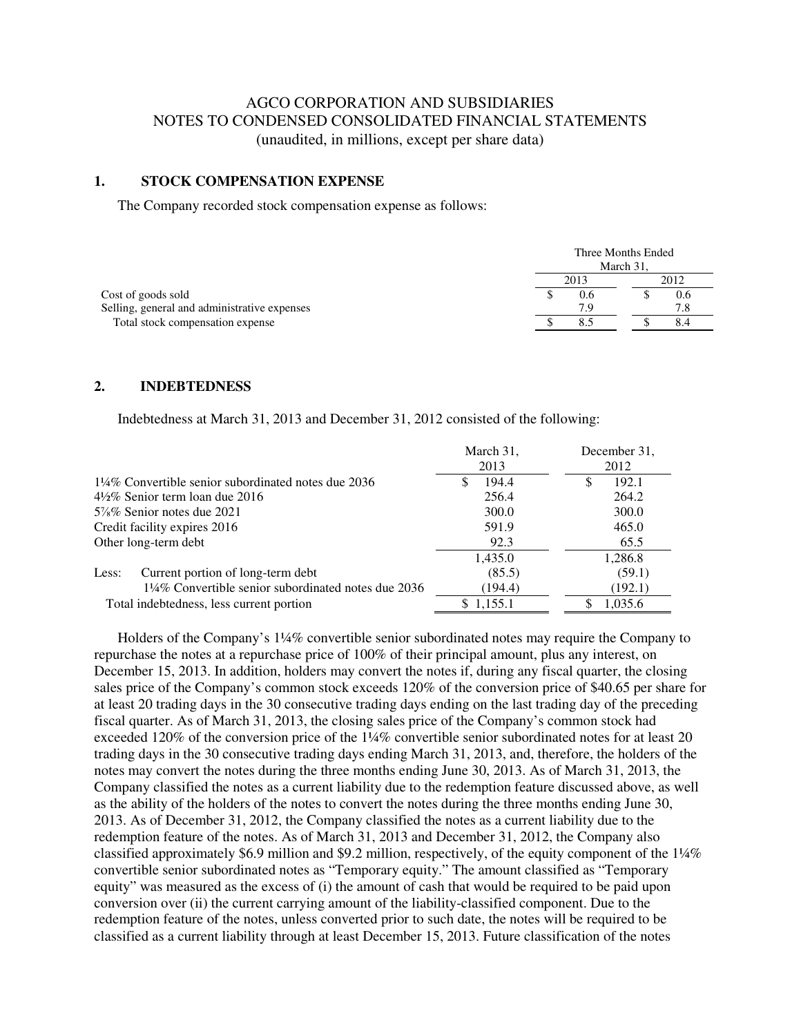AGCO CORPORATION AND SUBSIDIARIES
NOTES TO CONDENSED CONSOLIDATED FINANCIAL STATEMENTS
(unaudited, in millions, except per share data)

## 1. STOCK COMPENSATION EXPENSE

The Company recorded stock compensation expense as follows:

| | Three Months Ended March 31, | |
|---|---|---|
| | 2013 | 2012 |
| Cost of goods sold | $ 0.6 | $ 0.6 |
| Selling, general and administrative expenses | 7.9 | 7.8 |
| Total stock compensation expense | $ 8.5 | $ 8.4 |

## 2. INDEBTEDNESS

Indebtedness at March 31, 2013 and December 31, 2012 consisted of the following:

| | March 31, 2013 | December 31, 2012 |
|---|---|---|
| 1¼% Convertible senior subordinated notes due 2036 | $ 194.4 | $ 192.1 |
| 4½% Senior term loan due 2016 | 256.4 | 264.2 |
| 5⅞% Senior notes due 2021 | 300.0 | 300.0 |
| Credit facility expires 2016 | 591.9 | 465.0 |
| Other long-term debt | 92.3 | 65.5 |
| | 1,435.0 | 1,286.8 |
| Less: Current portion of long-term debt | (85.5) | (59.1) |
| 1¼% Convertible senior subordinated notes due 2036 | (194.4) | (192.1) |
| Total indebtedness, less current portion | $ 1,155.1 | $ 1,035.6 |

Holders of the Company's 1¼% convertible senior subordinated notes may require the Company to repurchase the notes at a repurchase price of 100% of their principal amount, plus any interest, on December 15, 2013. In addition, holders may convert the notes if, during any fiscal quarter, the closing sales price of the Company's common stock exceeds 120% of the conversion price of $40.65 per share for at least 20 trading days in the 30 consecutive trading days ending on the last trading day of the preceding fiscal quarter. As of March 31, 2013, the closing sales price of the Company's common stock had exceeded 120% of the conversion price of the 1¼% convertible senior subordinated notes for at least 20 trading days in the 30 consecutive trading days ending March 31, 2013, and, therefore, the holders of the notes may convert the notes during the three months ending June 30, 2013. As of March 31, 2013, the Company classified the notes as a current liability due to the redemption feature discussed above, as well as the ability of the holders of the notes to convert the notes during the three months ending June 30, 2013. As of December 31, 2012, the Company classified the notes as a current liability due to the redemption feature of the notes. As of March 31, 2013 and December 31, 2012, the Company also classified approximately $6.9 million and $9.2 million, respectively, of the equity component of the 1¼% convertible senior subordinated notes as "Temporary equity." The amount classified as "Temporary equity" was measured as the excess of (i) the amount of cash that would be required to be paid upon conversion over (ii) the current carrying amount of the liability-classified component. Due to the redemption feature of the notes, unless converted prior to such date, the notes will be required to be classified as a current liability through at least December 15, 2013. Future classification of the notes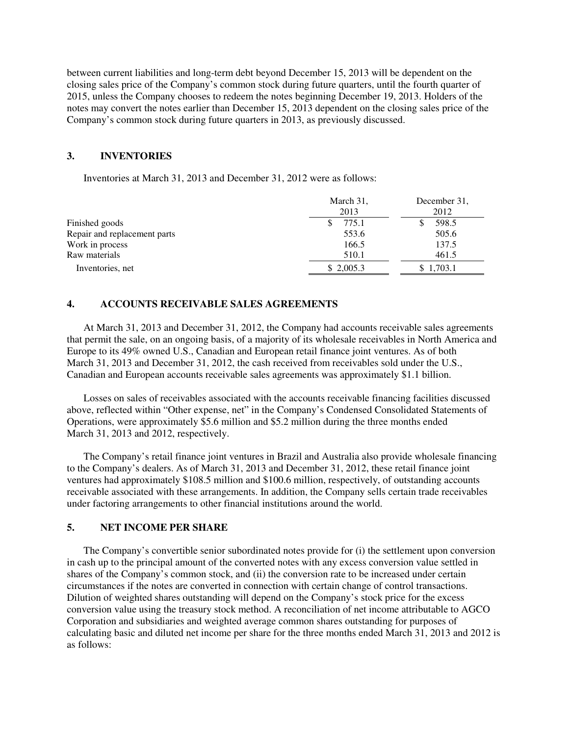between current liabilities and long-term debt beyond December 15, 2013 will be dependent on the closing sales price of the Company's common stock during future quarters, until the fourth quarter of 2015, unless the Company chooses to redeem the notes beginning December 19, 2013. Holders of the notes may convert the notes earlier than December 15, 2013 dependent on the closing sales price of the Company's common stock during future quarters in 2013, as previously discussed.

## 3. INVENTORIES

Inventories at March 31, 2013 and December 31, 2012 were as follows:

| | March 31, 2013 | December 31, 2012 |
|---|---|---|
| Finished goods | $ 775.1 | $ 598.5 |
| Repair and replacement parts | 553.6 | 505.6 |
| Work in process | 166.5 | 137.5 |
| Raw materials | 510.1 | 461.5 |
| Inventories, net | $ 2,005.3 | $ 1,703.1 |

## 4. ACCOUNTS RECEIVABLE SALES AGREEMENTS

At March 31, 2013 and December 31, 2012, the Company had accounts receivable sales agreements that permit the sale, on an ongoing basis, of a majority of its wholesale receivables in North America and Europe to its 49% owned U.S., Canadian and European retail finance joint ventures. As of both March 31, 2013 and December 31, 2012, the cash received from receivables sold under the U.S., Canadian and European accounts receivable sales agreements was approximately $1.1 billion.

Losses on sales of receivables associated with the accounts receivable financing facilities discussed above, reflected within "Other expense, net" in the Company's Condensed Consolidated Statements of Operations, were approximately $5.6 million and $5.2 million during the three months ended March 31, 2013 and 2012, respectively.

The Company's retail finance joint ventures in Brazil and Australia also provide wholesale financing to the Company's dealers. As of March 31, 2013 and December 31, 2012, these retail finance joint ventures had approximately $108.5 million and $100.6 million, respectively, of outstanding accounts receivable associated with these arrangements. In addition, the Company sells certain trade receivables under factoring arrangements to other financial institutions around the world.

## 5. NET INCOME PER SHARE

The Company's convertible senior subordinated notes provide for (i) the settlement upon conversion in cash up to the principal amount of the converted notes with any excess conversion value settled in shares of the Company's common stock, and (ii) the conversion rate to be increased under certain circumstances if the notes are converted in connection with certain change of control transactions. Dilution of weighted shares outstanding will depend on the Company's stock price for the excess conversion value using the treasury stock method. A reconciliation of net income attributable to AGCO Corporation and subsidiaries and weighted average common shares outstanding for purposes of calculating basic and diluted net income per share for the three months ended March 31, 2013 and 2012 is as follows: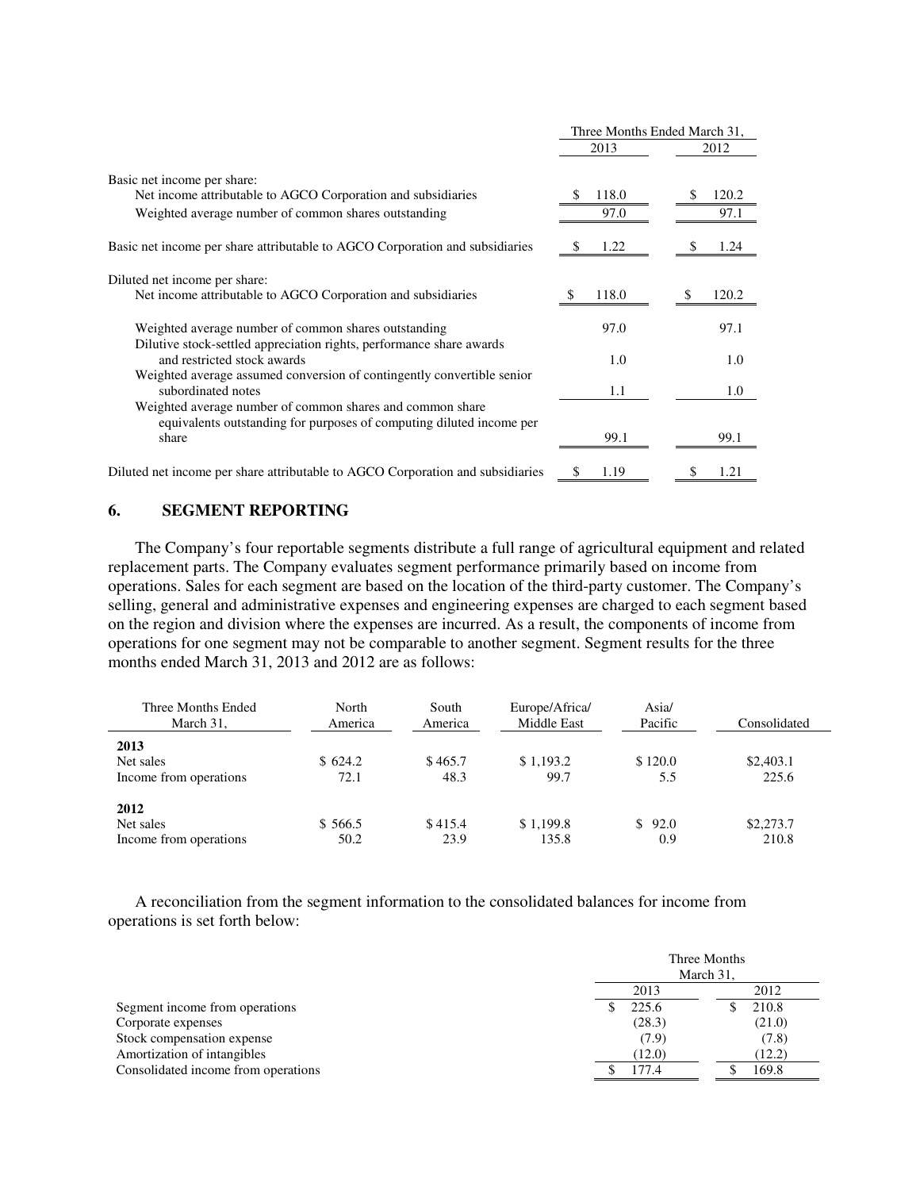| | Three Months Ended March 31, | |
|---|---|---|
| | 2013 | 2012 |
| Basic net income per share: | | |
| Net income attributable to AGCO Corporation and subsidiaries | $ 118.0 | $ 120.2 |
| Weighted average number of common shares outstanding | 97.0 | 97.1 |
| Basic net income per share attributable to AGCO Corporation and subsidiaries | $ 1.22 | $ 1.24 |
| Diluted net income per share: | | |
| Net income attributable to AGCO Corporation and subsidiaries | $ 118.0 | $ 120.2 |
| Weighted average number of common shares outstanding | 97.0 | 97.1 |
| Dilutive stock-settled appreciation rights, performance share awards and restricted stock awards | 1.0 | 1.0 |
| Weighted average assumed conversion of contingently convertible senior subordinated notes | 1.1 | 1.0 |
| Weighted average number of common shares and common share equivalents outstanding for purposes of computing diluted income per share | 99.1 | 99.1 |
| Diluted net income per share attributable to AGCO Corporation and subsidiaries | $ 1.19 | $ 1.21 |

## 6. SEGMENT REPORTING

The Company's four reportable segments distribute a full range of agricultural equipment and related replacement parts. The Company evaluates segment performance primarily based on income from operations. Sales for each segment are based on the location of the third-party customer. The Company's selling, general and administrative expenses and engineering expenses are charged to each segment based on the region and division where the expenses are incurred. As a result, the components of income from operations for one segment may not be comparable to another segment. Segment results for the three months ended March 31, 2013 and 2012 are as follows:

| Three Months Ended March 31, | North America | South America | Europe/Africa/ Middle East | Asia/ Pacific | Consolidated |
|---|---|---|---|---|---|
| **2013** | | | | | |
| Net sales | $ 624.2 | $ 465.7 | $ 1,193.2 | $ 120.0 | $2,403.1 |
| Income from operations | 72.1 | 48.3 | 99.7 | 5.5 | 225.6 |
| **2012** | | | | | |
| Net sales | $ 566.5 | $ 415.4 | $ 1,199.8 | $ 92.0 | $2,273.7 |
| Income from operations | 50.2 | 23.9 | 135.8 | 0.9 | 210.8 |

A reconciliation from the segment information to the consolidated balances for income from operations is set forth below:

| | Three Months March 31, | |
|---|---|---|
| | 2013 | 2012 |
| Segment income from operations | $ 225.6 | $ 210.8 |
| Corporate expenses | (28.3) | (21.0) |
| Stock compensation expense | (7.9) | (7.8) |
| Amortization of intangibles | (12.0) | (12.2) |
| Consolidated income from operations | $ 177.4 | $ 169.8 |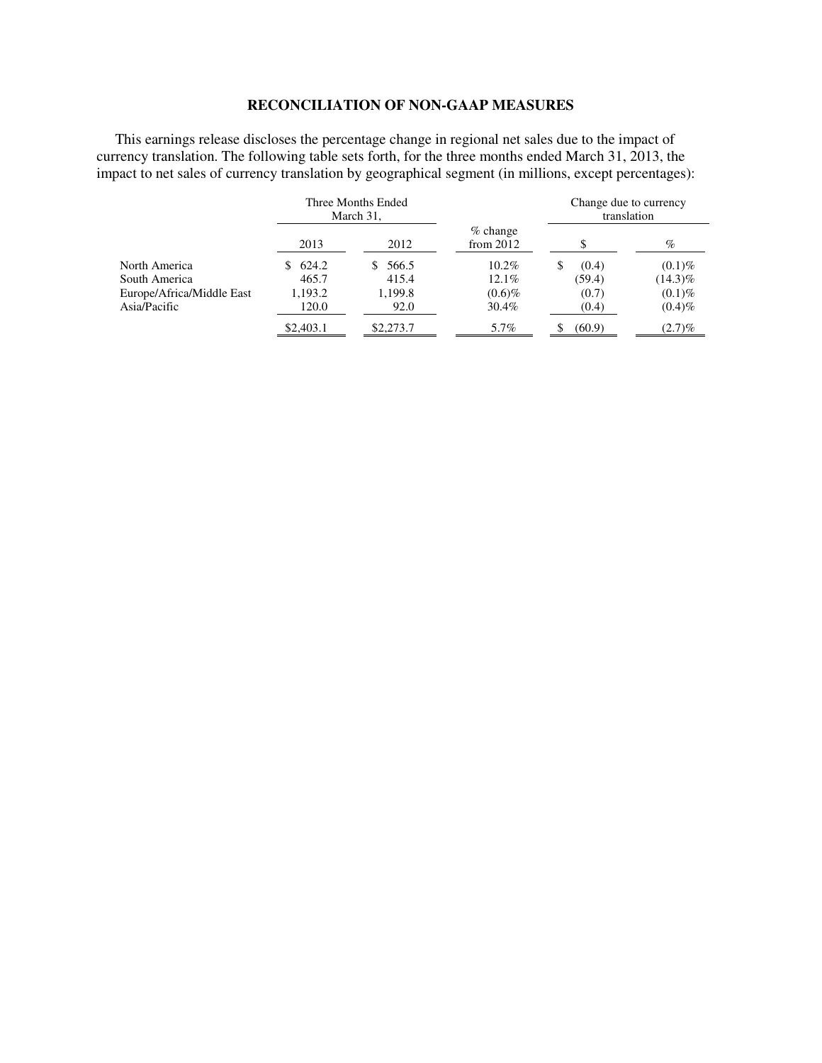## RECONCILIATION OF NON-GAAP MEASURES

This earnings release discloses the percentage change in regional net sales due to the impact of currency translation. The following table sets forth, for the three months ended March 31, 2013, the impact to net sales of currency translation by geographical segment (in millions, except percentages):

| | Three Months Ended March 31, | | | Change due to currency translation | |
|---|---|---|---|---|---|
| | 2013 | 2012 | % change from 2012 | $ | % |
| North America | $ 624.2 | $ 566.5 | 10.2% | $ (0.4) | (0.1)% |
| South America | 465.7 | 415.4 | 12.1% | (59.4) | (14.3)% |
| Europe/Africa/Middle East | 1,193.2 | 1,199.8 | (0.6)% | (0.7) | (0.1)% |
| Asia/Pacific | 120.0 | 92.0 | 30.4% | (0.4) | (0.4)% |
| | $2,403.1 | $2,273.7 | 5.7% | $ (60.9) | (2.7)% |